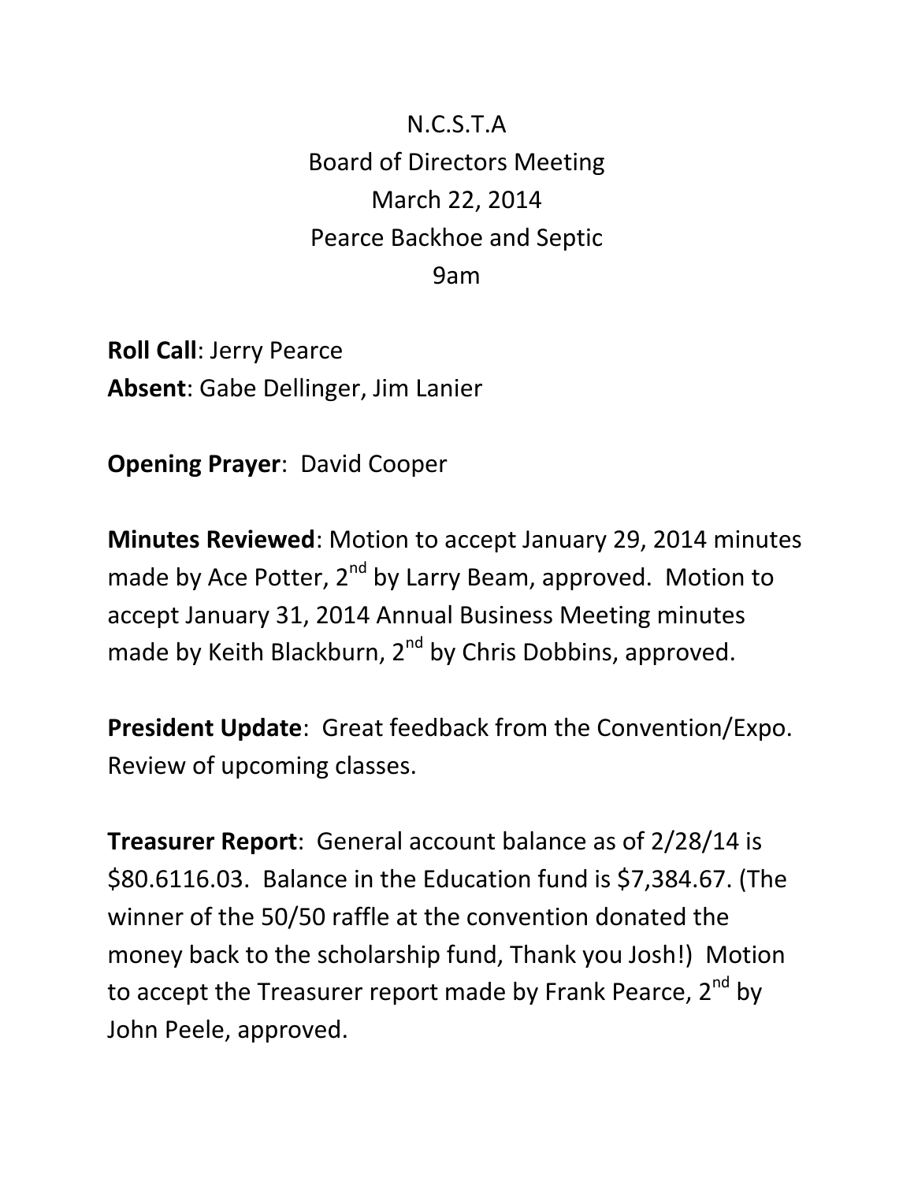# N.C.S.T.A
## Board of Directors Meeting
## March 22, 2014
## Pearce Backhoe and Septic
## 9am

**Roll Call**: Jerry Pearce
**Absent**: Gabe Dellinger, Jim Lanier

**Opening Prayer**: David Cooper

**Minutes Reviewed**: Motion to accept January 29, 2014 minutes made by Ace Potter, 2nd by Larry Beam, approved. Motion to accept January 31, 2014 Annual Business Meeting minutes made by Keith Blackburn, 2nd by Chris Dobbins, approved.

**President Update**: Great feedback from the Convention/Expo. Review of upcoming classes.

**Treasurer Report**: General account balance as of 2/28/14 is $80.6116.03. Balance in the Education fund is $7,384.67. (The winner of the 50/50 raffle at the convention donated the money back to the scholarship fund, Thank you Josh!) Motion to accept the Treasurer report made by Frank Pearce, 2nd by John Peele, approved.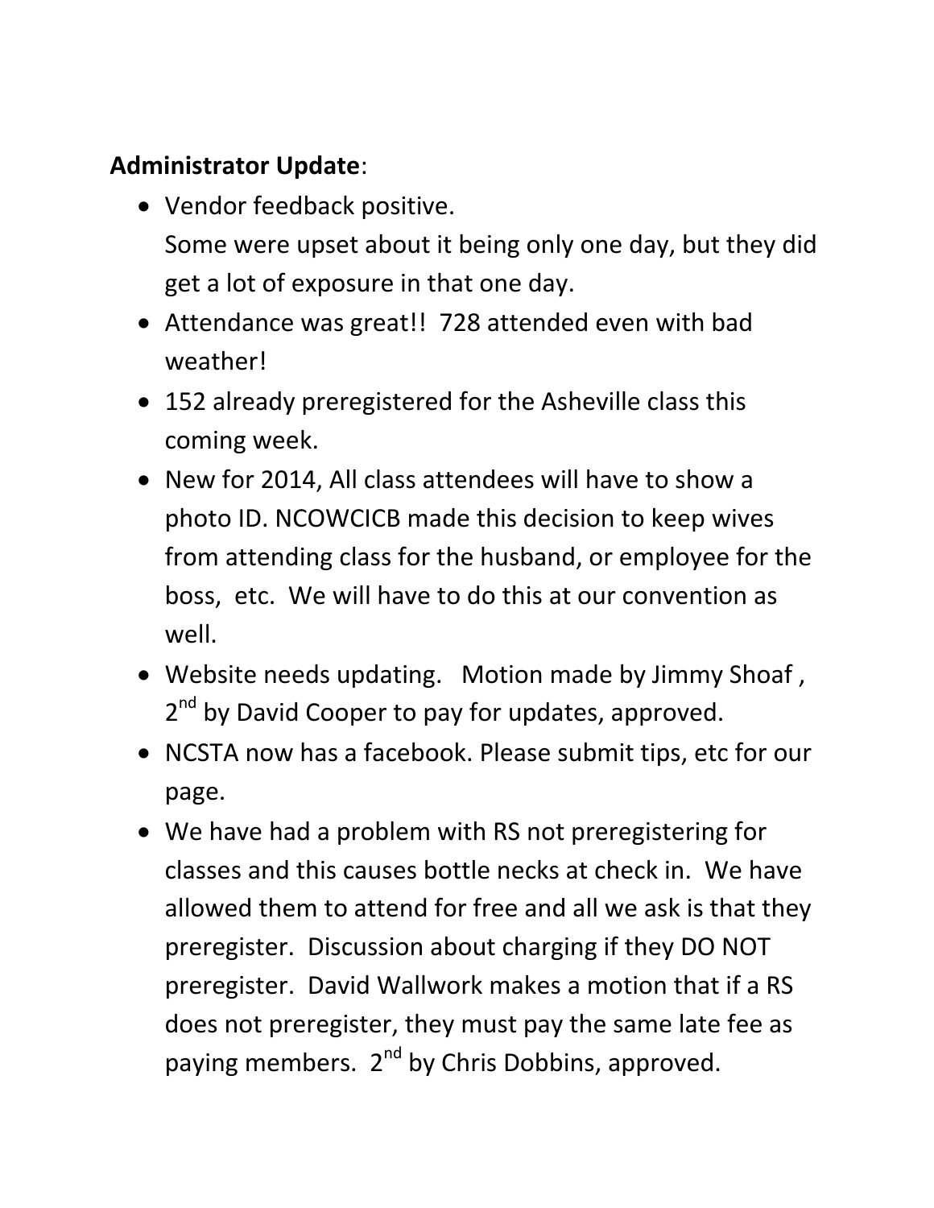**Administrator Update**:

- Vendor feedback positive.
  Some were upset about it being only one day, but they did get a lot of exposure in that one day.
- Attendance was great!! 728 attended even with bad weather!
- 152 already preregistered for the Asheville class this coming week.
- New for 2014, All class attendees will have to show a photo ID. NCOWCICB made this decision to keep wives from attending class for the husband, or employee for the boss, etc. We will have to do this at our convention as well.
- Website needs updating. Motion made by Jimmy Shoaf , 2nd by David Cooper to pay for updates, approved.
- NCSTA now has a facebook. Please submit tips, etc for our page.
- We have had a problem with RS not preregistering for classes and this causes bottle necks at check in. We have allowed them to attend for free and all we ask is that they preregister. Discussion about charging if they DO NOT preregister. David Wallwork makes a motion that if a RS does not preregister, they must pay the same late fee as paying members. 2nd by Chris Dobbins, approved.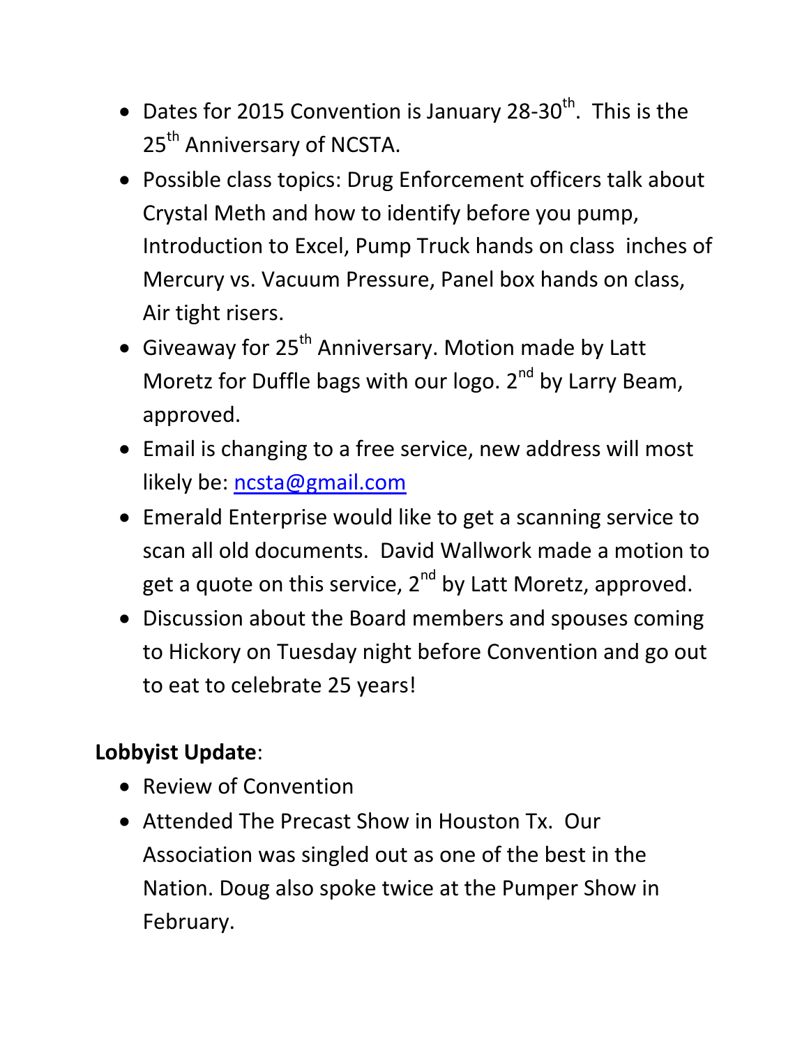- Dates for 2015 Convention is January 28-30th. This is the 25th Anniversary of NCSTA.
- Possible class topics: Drug Enforcement officers talk about Crystal Meth and how to identify before you pump, Introduction to Excel, Pump Truck hands on class inches of Mercury vs. Vacuum Pressure, Panel box hands on class, Air tight risers.
- Giveaway for 25th Anniversary. Motion made by Latt Moretz for Duffle bags with our logo. 2nd by Larry Beam, approved.
- Email is changing to a free service, new address will most likely be: ncsta@gmail.com
- Emerald Enterprise would like to get a scanning service to scan all old documents. David Wallwork made a motion to get a quote on this service, 2nd by Latt Moretz, approved.
- Discussion about the Board members and spouses coming to Hickory on Tuesday night before Convention and go out to eat to celebrate 25 years!

**Lobbyist Update**:

- Review of Convention
- Attended The Precast Show in Houston Tx. Our Association was singled out as one of the best in the Nation. Doug also spoke twice at the Pumper Show in February.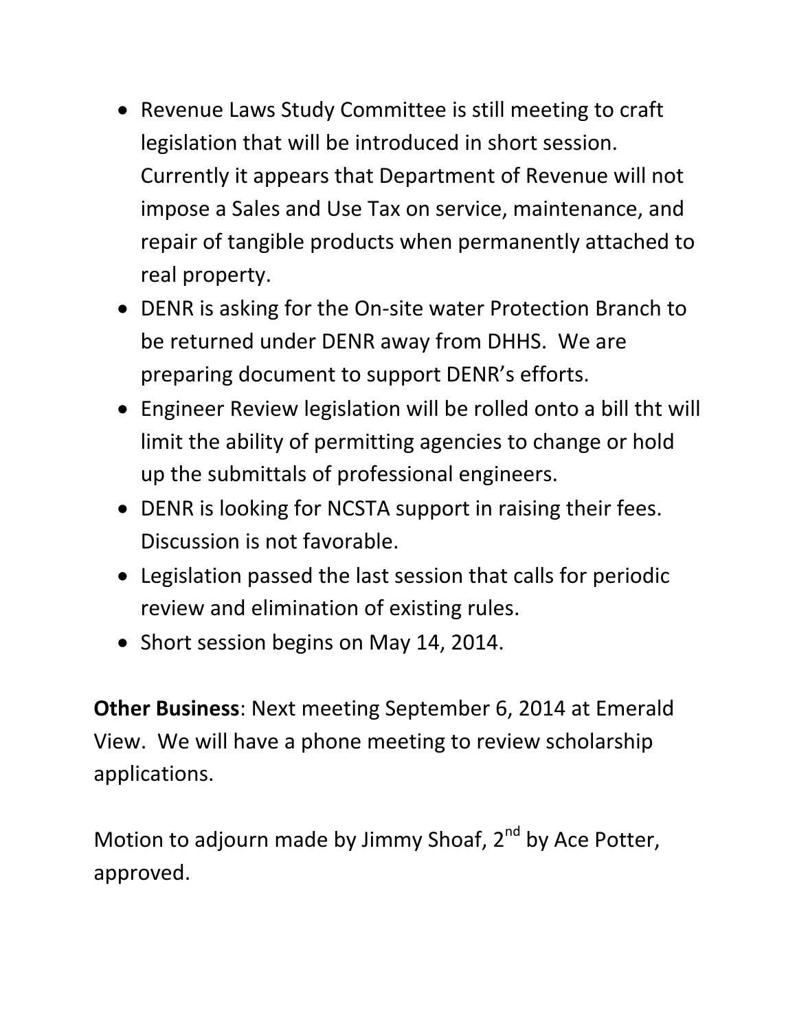- Revenue Laws Study Committee is still meeting to craft legislation that will be introduced in short session. Currently it appears that Department of Revenue will not impose a Sales and Use Tax on service, maintenance, and repair of tangible products when permanently attached to real property.
- DENR is asking for the On-site water Protection Branch to be returned under DENR away from DHHS. We are preparing document to support DENR's efforts.
- Engineer Review legislation will be rolled onto a bill tht will limit the ability of permitting agencies to change or hold up the submittals of professional engineers.
- DENR is looking for NCSTA support in raising their fees. Discussion is not favorable.
- Legislation passed the last session that calls for periodic review and elimination of existing rules.
- Short session begins on May 14, 2014.

**Other Business**: Next meeting September 6, 2014 at Emerald View. We will have a phone meeting to review scholarship applications.

Motion to adjourn made by Jimmy Shoaf, 2nd by Ace Potter, approved.